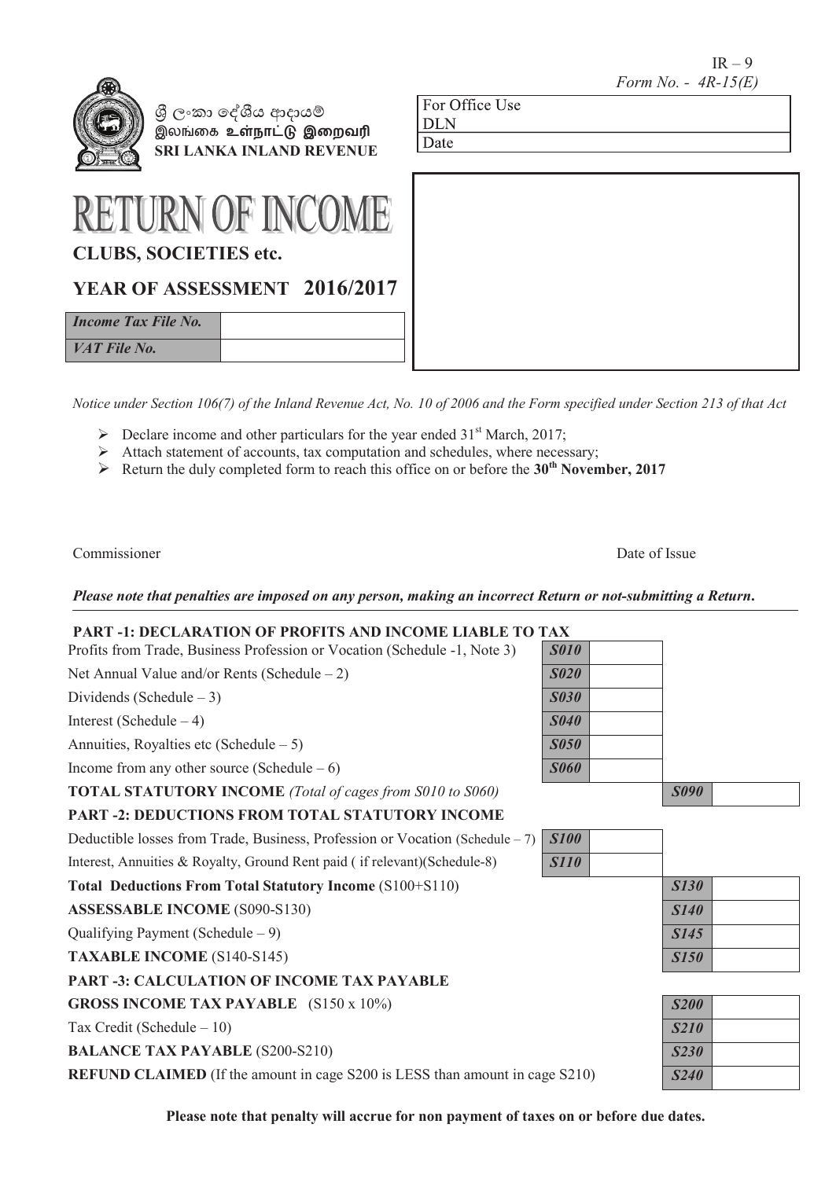IR – 9
*Form No. - 4R-15(E)*

ශ්‍රී ලංකා දේශීය ආදායම්
இலங்கை உள்நாட்டு இறைவரி
**SRI LANKA INLAND REVENUE**

| For Office Use |
|---|
| DLN |
| Date |

# RETURN OF INCOME

## CLUBS, SOCIETIES etc.

## YEAR OF ASSESSMENT 2016/2017

| *Income Tax File No.* | |
|---|---|
| *VAT File No.* | |

*Notice under Section 106(7) of the Inland Revenue Act, No. 10 of 2006 and the Form specified under Section 213 of that Act*

- Declare income and other particulars for the year ended 31st March, 2017;
- Attach statement of accounts, tax computation and schedules, where necessary;
- Return the duly completed form to reach this office on or before the **30th November, 2017**

Commissioner　　　　　　　　　　　　　　　　　　　　　　　　Date of Issue

***Please note that penalties are imposed on any person, making an incorrect Return or not-submitting a Return.***

### PART -1: DECLARATION OF PROFITS AND INCOME LIABLE TO TAX

| | | | | |
|---|---|---|---|---|
| Profits from Trade, Business Profession or Vocation (Schedule -1, Note 3) | ***S010*** | | | |
| Net Annual Value and/or Rents (Schedule – 2) | ***S020*** | | | |
| Dividends (Schedule – 3) | ***S030*** | | | |
| Interest (Schedule – 4) | ***S040*** | | | |
| Annuities, Royalties etc (Schedule – 5) | ***S050*** | | | |
| Income from any other source (Schedule – 6) | ***S060*** | | | |
| **TOTAL STATUTORY INCOME** *(Total of cages from S010 to S060)* | | | ***S090*** | |

### PART -2: DEDUCTIONS FROM TOTAL STATUTORY INCOME

| | | | | |
|---|---|---|---|---|
| Deductible losses from Trade, Business, Profession or Vocation (Schedule – 7) | ***S100*** | | | |
| Interest, Annuities & Royalty, Ground Rent paid ( if relevant)(Schedule-8) | ***S110*** | | | |
| **Total Deductions From Total Statutory Income** (S100+S110) | | | ***S130*** | |
| **ASSESSABLE INCOME** (S090-S130) | | | ***S140*** | |
| Qualifying Payment (Schedule – 9) | | | ***S145*** | |
| **TAXABLE INCOME** (S140-S145) | | | ***S150*** | |

### PART -3: CALCULATION OF INCOME TAX PAYABLE

| | | |
|---|---|---|
| **GROSS INCOME TAX PAYABLE** (S150 x 10%) | ***S200*** | |
| Tax Credit (Schedule – 10) | ***S210*** | |
| **BALANCE TAX PAYABLE** (S200-S210) | ***S230*** | |
| **REFUND CLAIMED** (If the amount in cage S200 is LESS than amount in cage S210) | ***S240*** | |

**Please note that penalty will accrue for non payment of taxes on or before due dates.**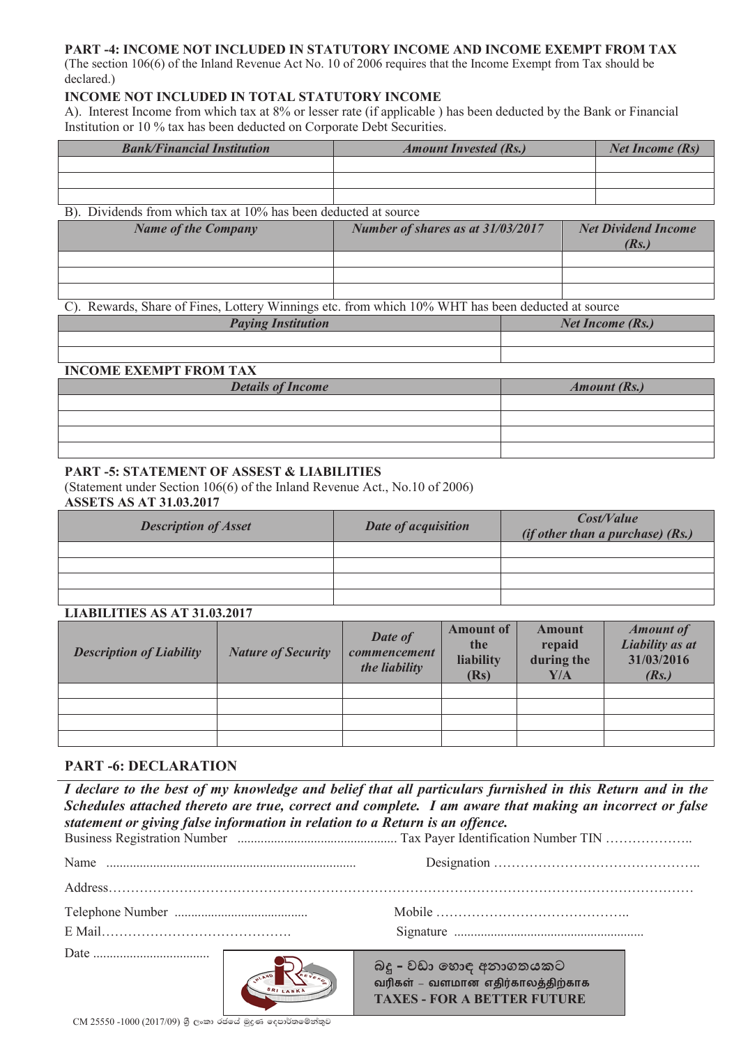## PART -4: INCOME NOT INCLUDED IN STATUTORY INCOME AND INCOME EXEMPT FROM TAX

(The section 106(6) of the Inland Revenue Act No. 10 of 2006 requires that the Income Exempt from Tax should be declared.)

### INCOME NOT INCLUDED IN TOTAL STATUTORY INCOME

A). Interest Income from which tax at 8% or lesser rate (if applicable ) has been deducted by the Bank or Financial Institution or 10 % tax has been deducted on Corporate Debt Securities.

| *Bank/Financial Institution* | *Amount Invested (Rs.)* | *Net Income (Rs)* |
|---|---|---|
| | | |
| | | |
| | | |

B). Dividends from which tax at 10% has been deducted at source

| *Name of the Company* | *Number of shares as at 31/03/2017* | *Net Dividend Income (Rs.)* |
|---|---|---|
| | | |
| | | |
| | | |

C). Rewards, Share of Fines, Lottery Winnings etc. from which 10% WHT has been deducted at source

| *Paying Institution* | *Net Income (Rs.)* |
|---|---|
| | |
| | |

### INCOME EXEMPT FROM TAX

| *Details of Income* | *Amount (Rs.)* |
|---|---|
| | |
| | |
| | |
| | |

## PART -5: STATEMENT OF ASSEST & LIABILITIES

(Statement under Section 106(6) of the Inland Revenue Act., No.10 of 2006)

**ASSETS AS AT 31.03.2017**

| *Description of Asset* | *Date of acquisition* | *Cost/Value (if other than a purchase) (Rs.)* |
|---|---|---|
| | | |
| | | |
| | | |
| | | |

**LIABILITIES AS AT 31.03.2017**

| *Description of Liability* | *Nature of Security* | *Date of commencement the liability* | **Amount of the liability (Rs)** | **Amount repaid during the Y/A** | *Amount of Liability as at 31/03/2016 (Rs.)* |
|---|---|---|---|---|---|
| | | | | | |
| | | | | | |
| | | | | | |
| | | | | | |

## PART -6: DECLARATION

***I declare to the best of my knowledge and belief that all particulars furnished in this Return and in the Schedules attached thereto are true, correct and complete. I am aware that making an incorrect or false statement or giving false information in relation to a Return is an offence.***

Business Registration Number ................................................ Tax Payer Identification Number TIN ………………..

Name .......................................................................... Designation ………………………………………..

Address………………………………………………………………………………………………………………

Telephone Number ........................................ Mobile ……………………………………..

E Mail……………………………………. Signature .........................................................

Date ...................................

බදු - වඩා හොඳ අනාගතයකට
வரிகள் – வளமான எதிர்காலத்திற்காக
**TAXES - FOR A BETTER FUTURE**

CM 25550 -1000 (2017/09) ශ්‍රී ලංකා රජයේ මුද්‍රණ දෙපාර්තමේන්තුව